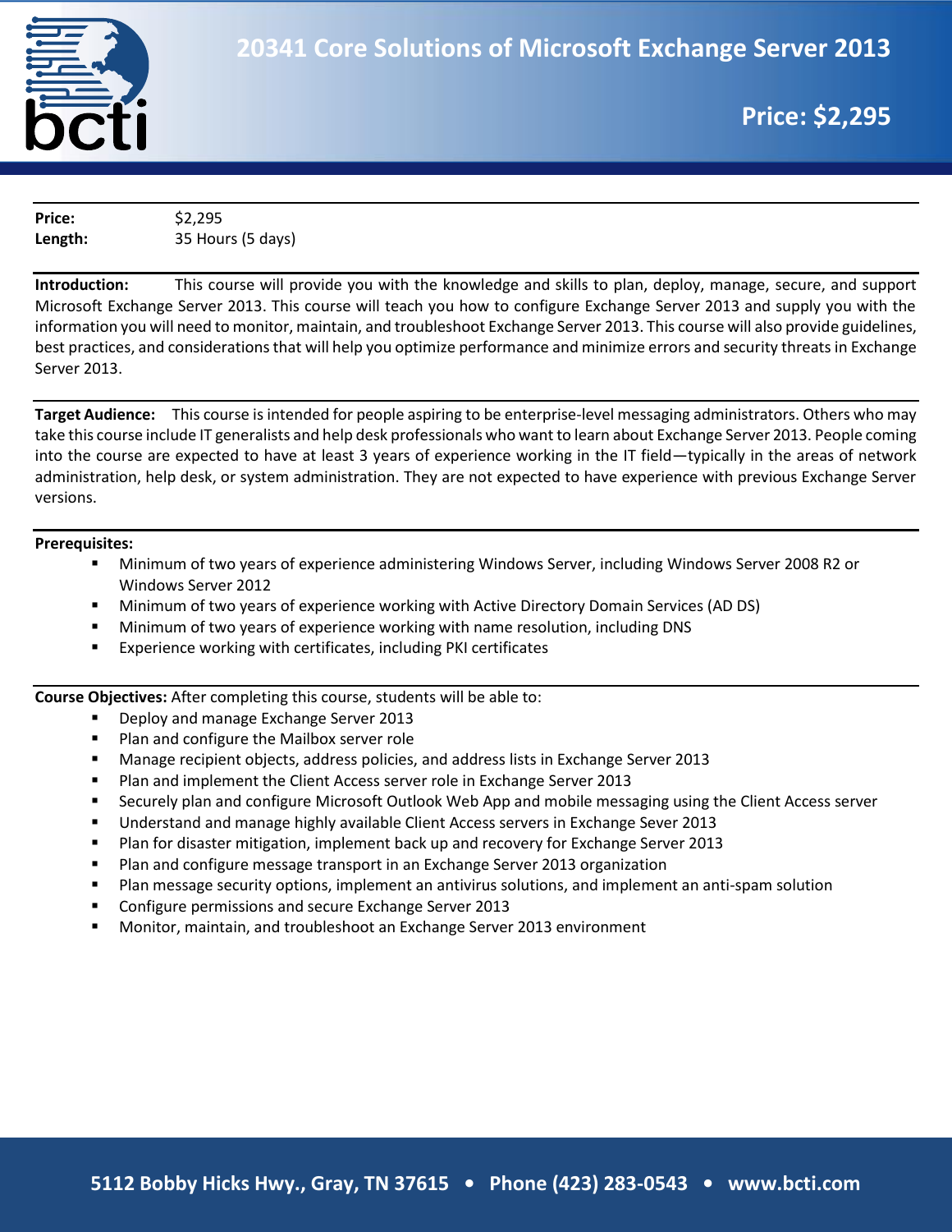# 20341 Core Solutions of Microsoft Exchange Server 2013

**Price: $2,295**

**Price:** $2,295
**Length:** 35 Hours (5 days)

**Introduction:** This course will provide you with the knowledge and skills to plan, deploy, manage, secure, and support Microsoft Exchange Server 2013. This course will teach you how to configure Exchange Server 2013 and supply you with the information you will need to monitor, maintain, and troubleshoot Exchange Server 2013. This course will also provide guidelines, best practices, and considerations that will help you optimize performance and minimize errors and security threats in Exchange Server 2013.

**Target Audience:** This course is intended for people aspiring to be enterprise-level messaging administrators. Others who may take this course include IT generalists and help desk professionals who want to learn about Exchange Server 2013. People coming into the course are expected to have at least 3 years of experience working in the IT field—typically in the areas of network administration, help desk, or system administration. They are not expected to have experience with previous Exchange Server versions.

**Prerequisites:**

- Minimum of two years of experience administering Windows Server, including Windows Server 2008 R2 or Windows Server 2012
- Minimum of two years of experience working with Active Directory Domain Services (AD DS)
- Minimum of two years of experience working with name resolution, including DNS
- Experience working with certificates, including PKI certificates

**Course Objectives:** After completing this course, students will be able to:

- Deploy and manage Exchange Server 2013
- Plan and configure the Mailbox server role
- Manage recipient objects, address policies, and address lists in Exchange Server 2013
- Plan and implement the Client Access server role in Exchange Server 2013
- Securely plan and configure Microsoft Outlook Web App and mobile messaging using the Client Access server
- Understand and manage highly available Client Access servers in Exchange Sever 2013
- Plan for disaster mitigation, implement back up and recovery for Exchange Server 2013
- Plan and configure message transport in an Exchange Server 2013 organization
- Plan message security options, implement an antivirus solutions, and implement an anti-spam solution
- Configure permissions and secure Exchange Server 2013
- Monitor, maintain, and troubleshoot an Exchange Server 2013 environment

5112 Bobby Hicks Hwy., Gray, TN 37615 • Phone (423) 283-0543 • www.bcti.com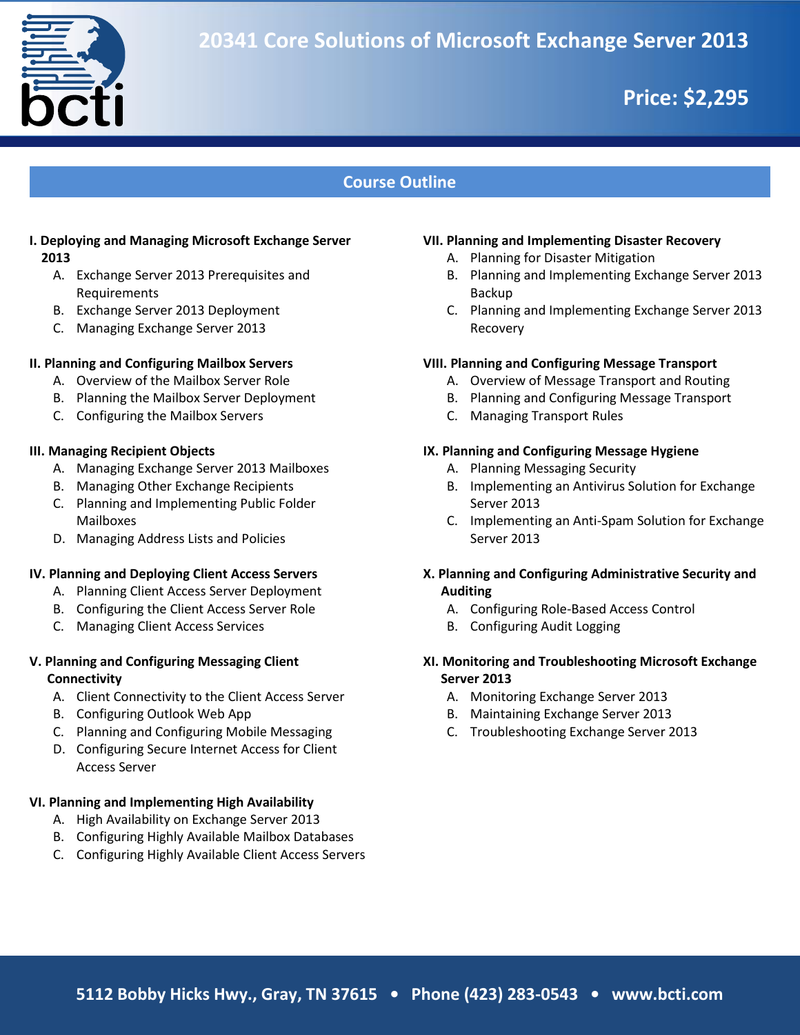# 20341 Core Solutions of Microsoft Exchange Server 2013

**Price: $2,295**

## Course Outline

**I. Deploying and Managing Microsoft Exchange Server 2013**

A. Exchange Server 2013 Prerequisites and Requirements
B. Exchange Server 2013 Deployment
C. Managing Exchange Server 2013

**II. Planning and Configuring Mailbox Servers**

A. Overview of the Mailbox Server Role
B. Planning the Mailbox Server Deployment
C. Configuring the Mailbox Servers

**III. Managing Recipient Objects**

A. Managing Exchange Server 2013 Mailboxes
B. Managing Other Exchange Recipients
C. Planning and Implementing Public Folder Mailboxes
D. Managing Address Lists and Policies

**IV. Planning and Deploying Client Access Servers**

A. Planning Client Access Server Deployment
B. Configuring the Client Access Server Role
C. Managing Client Access Services

**V. Planning and Configuring Messaging Client Connectivity**

A. Client Connectivity to the Client Access Server
B. Configuring Outlook Web App
C. Planning and Configuring Mobile Messaging
D. Configuring Secure Internet Access for Client Access Server

**VI. Planning and Implementing High Availability**

A. High Availability on Exchange Server 2013
B. Configuring Highly Available Mailbox Databases
C. Configuring Highly Available Client Access Servers

**VII. Planning and Implementing Disaster Recovery**

A. Planning for Disaster Mitigation
B. Planning and Implementing Exchange Server 2013 Backup
C. Planning and Implementing Exchange Server 2013 Recovery

**VIII. Planning and Configuring Message Transport**

A. Overview of Message Transport and Routing
B. Planning and Configuring Message Transport
C. Managing Transport Rules

**IX. Planning and Configuring Message Hygiene**

A. Planning Messaging Security
B. Implementing an Antivirus Solution for Exchange Server 2013
C. Implementing an Anti-Spam Solution for Exchange Server 2013

**X. Planning and Configuring Administrative Security and Auditing**

A. Configuring Role-Based Access Control
B. Configuring Audit Logging

**XI. Monitoring and Troubleshooting Microsoft Exchange Server 2013**

A. Monitoring Exchange Server 2013
B. Maintaining Exchange Server 2013
C. Troubleshooting Exchange Server 2013

5112 Bobby Hicks Hwy., Gray, TN 37615 • Phone (423) 283-0543 • www.bcti.com